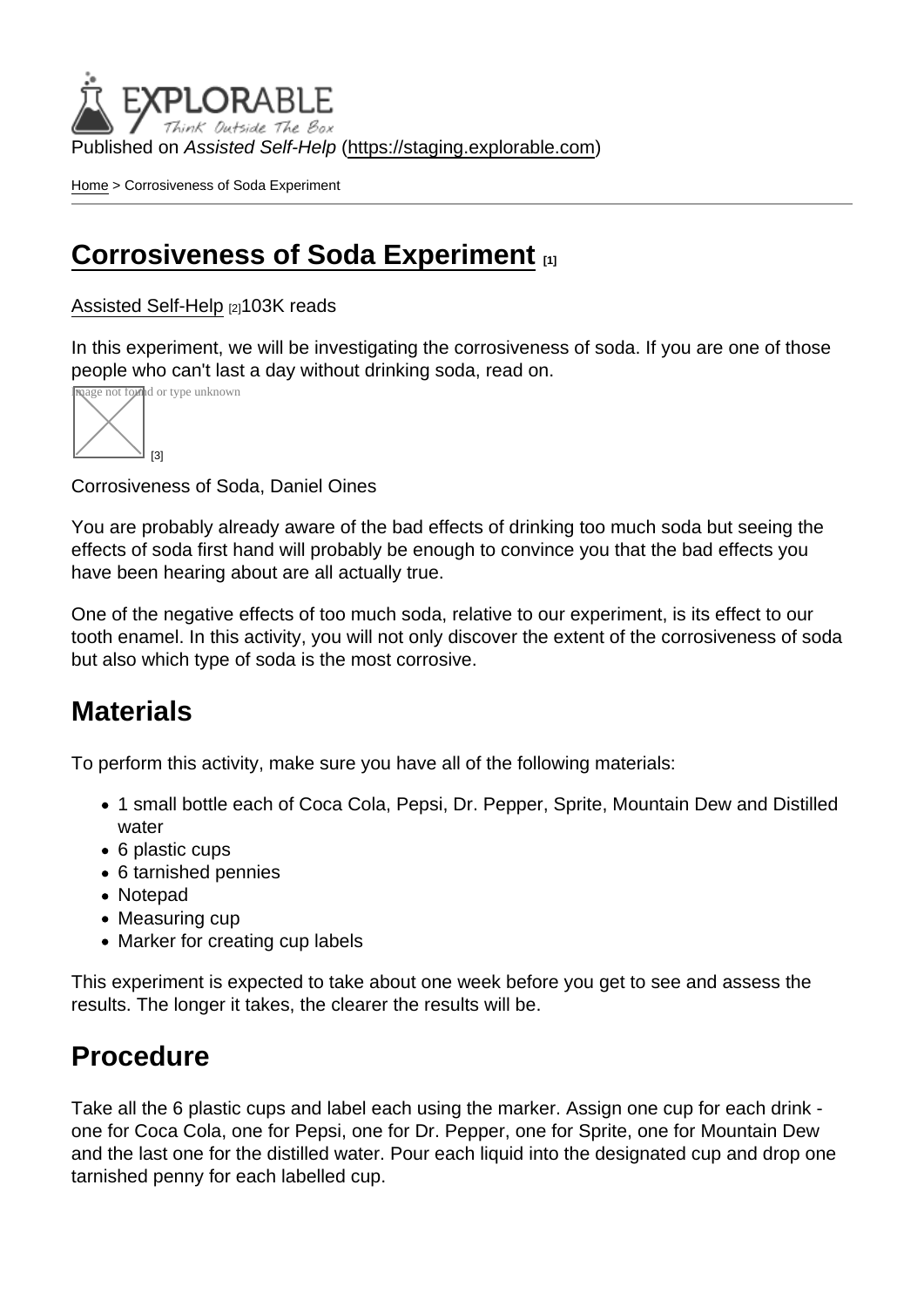Published on *Assisted Self-Help* (https://staging.explorable.com)

Home > Corrosiveness of Soda Experiment

# Corrosiveness of Soda Experiment [1]

Assisted Self-Help [2] 103K reads

In this experiment, we will be investigating the corrosiveness of soda. If you are one of those people who can't last a day without drinking soda, read on.

Image not found or type unknown [3]

Corrosiveness of Soda, Daniel Oines

You are probably already aware of the bad effects of drinking too much soda but seeing the effects of soda first hand will probably be enough to convince you that the bad effects you have been hearing about are all actually true.

One of the negative effects of too much soda, relative to our experiment, is its effect to our tooth enamel. In this activity, you will not only discover the extent of the corrosiveness of soda but also which type of soda is the most corrosive.

## Materials

To perform this activity, make sure you have all of the following materials:

- 1 small bottle each of Coca Cola, Pepsi, Dr. Pepper, Sprite, Mountain Dew and Distilled water
- 6 plastic cups
- 6 tarnished pennies
- Notepad
- Measuring cup
- Marker for creating cup labels

This experiment is expected to take about one week before you get to see and assess the results. The longer it takes, the clearer the results will be.

## Procedure

Take all the 6 plastic cups and label each using the marker. Assign one cup for each drink - one for Coca Cola, one for Pepsi, one for Dr. Pepper, one for Sprite, one for Mountain Dew and the last one for the distilled water. Pour each liquid into the designated cup and drop one tarnished penny for each labelled cup.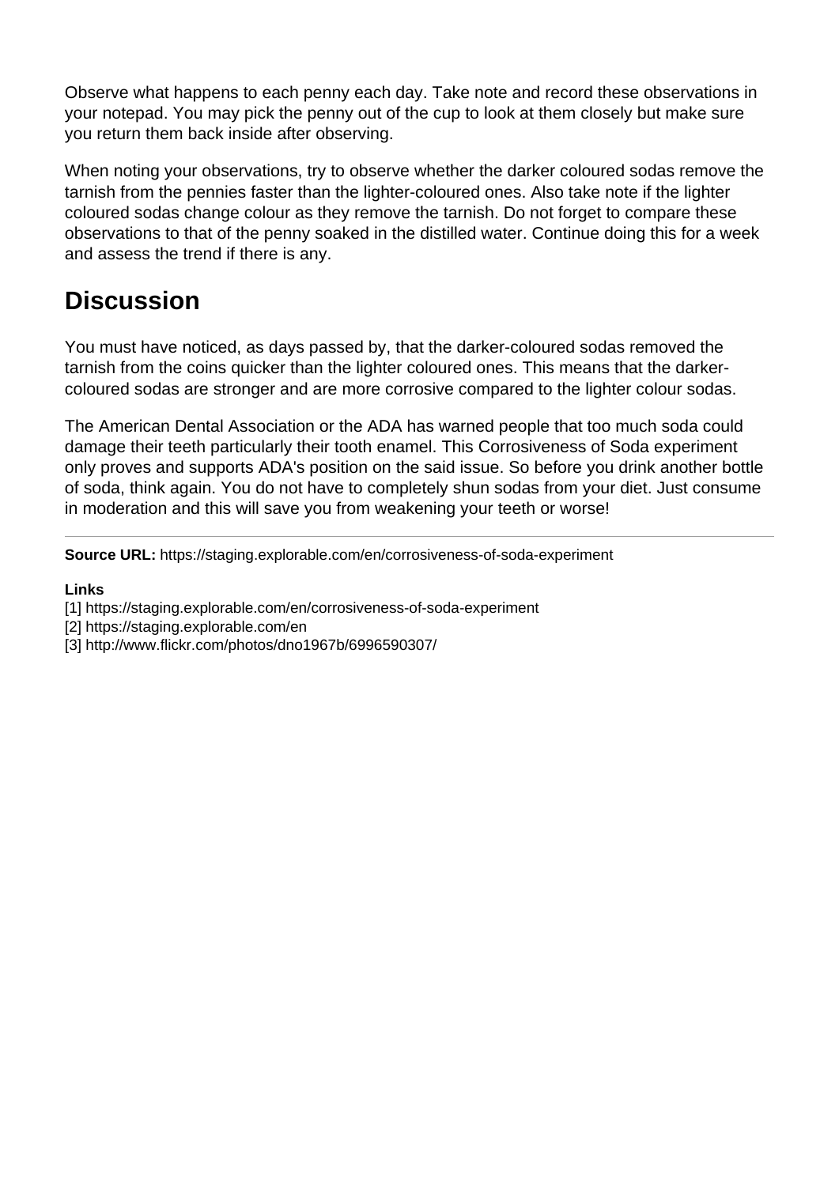Observe what happens to each penny each day. Take note and record these observations in your notepad. You may pick the penny out of the cup to look at them closely but make sure you return them back inside after observing.

When noting your observations, try to observe whether the darker coloured sodas remove the tarnish from the pennies faster than the lighter-coloured ones. Also take note if the lighter coloured sodas change colour as they remove the tarnish. Do not forget to compare these observations to that of the penny soaked in the distilled water. Continue doing this for a week and assess the trend if there is any.

## Discussion

You must have noticed, as days passed by, that the darker-coloured sodas removed the tarnish from the coins quicker than the lighter coloured ones. This means that the darker-coloured sodas are stronger and are more corrosive compared to the lighter colour sodas.

The American Dental Association or the ADA has warned people that too much soda could damage their teeth particularly their tooth enamel. This Corrosiveness of Soda experiment only proves and supports ADA's position on the said issue. So before you drink another bottle of soda, think again. You do not have to completely shun sodas from your diet. Just consume in moderation and this will save you from weakening your teeth or worse!

---

**Source URL:** https://staging.explorable.com/en/corrosiveness-of-soda-experiment

**Links**

[1] https://staging.explorable.com/en/corrosiveness-of-soda-experiment
[2] https://staging.explorable.com/en
[3] http://www.flickr.com/photos/dno1967b/6996590307/